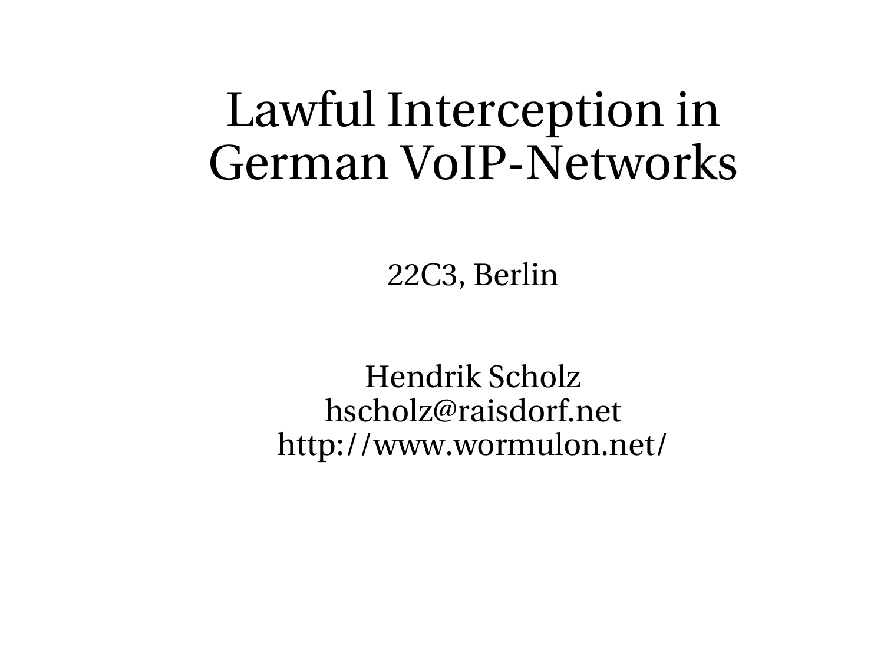# Lawful Interception in German VoIP-Networks

22C3, Berlin

Hendrik Scholz
hscholz@raisdorf.net
http://www.wormulon.net/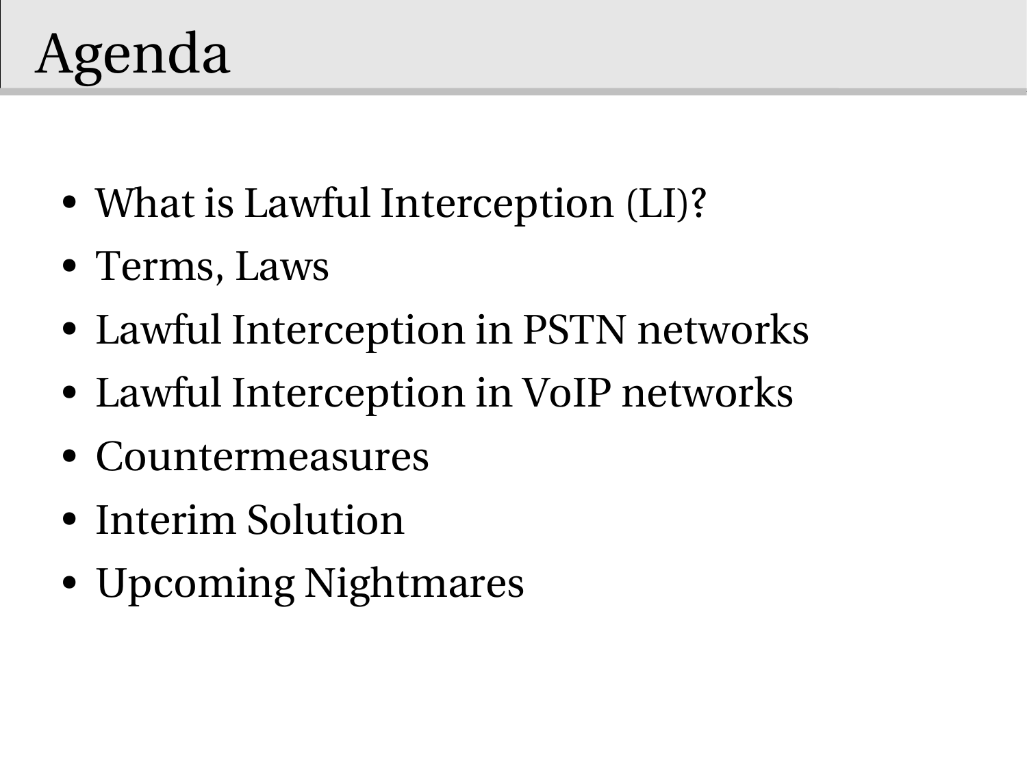# Agenda

- What is Lawful Interception (LI)?
- Terms, Laws
- Lawful Interception in PSTN networks
- Lawful Interception in VoIP networks
- Countermeasures
- Interim Solution
- Upcoming Nightmares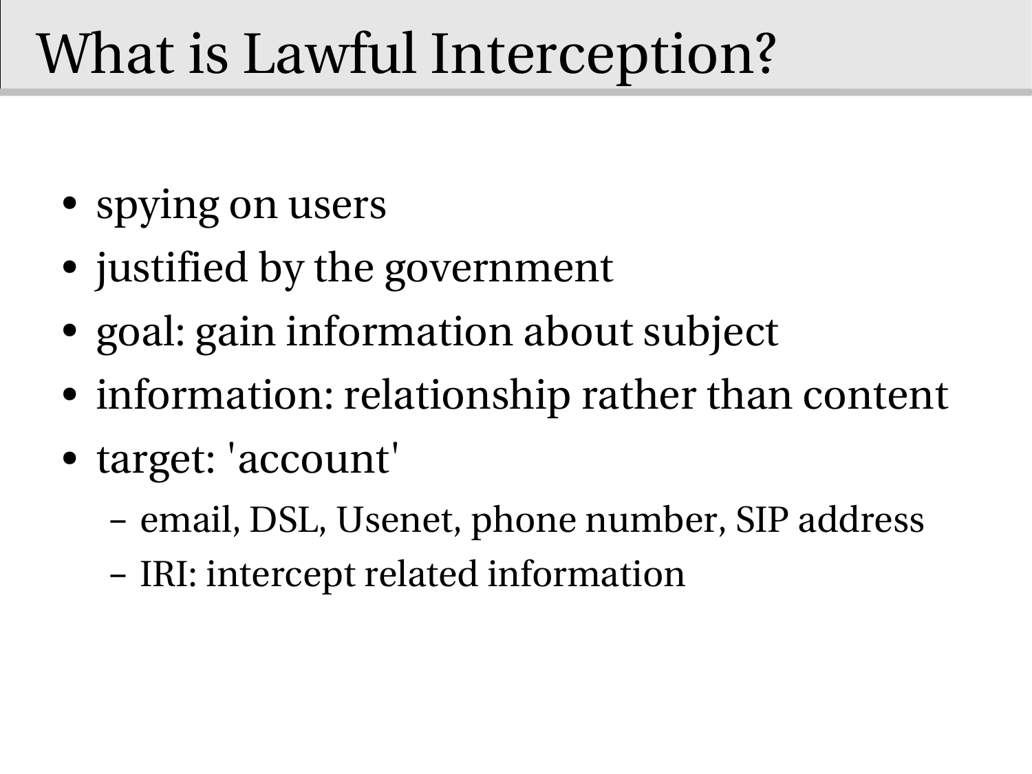# What is Lawful Interception?

- spying on users
- justified by the government
- goal: gain information about subject
- information: relationship rather than content
- target: 'account'
  - email, DSL, Usenet, phone number, SIP address
  - IRI: intercept related information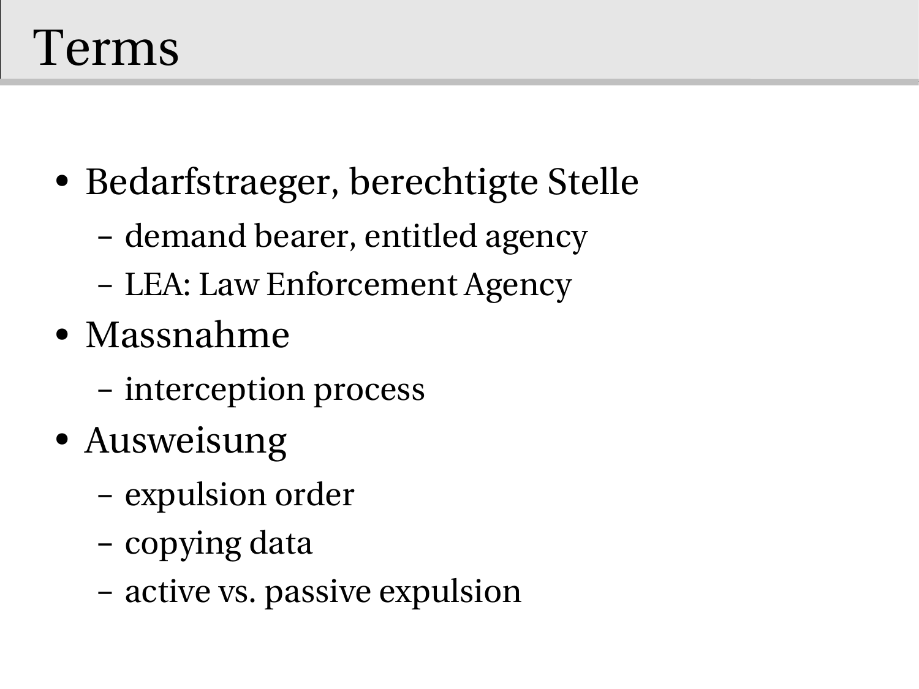# Terms

- Bedarfstraeger, berechtigte Stelle
  - demand bearer, entitled agency
  - LEA: Law Enforcement Agency
- Massnahme
  - interception process
- Ausweisung
  - expulsion order
  - copying data
  - active vs. passive expulsion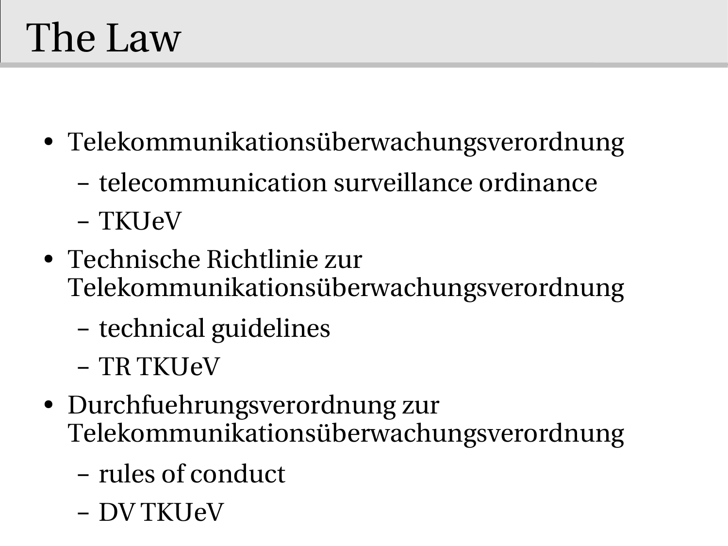# The Law

- Telekommunikationsüberwachungsverordnung
  - telecommunication surveillance ordinance
  - TKUeV
- Technische Richtlinie zur Telekommunikationsüberwachungsverordnung
  - technical guidelines
  - TR TKUeV
- Durchfuehrungsverordnung zur Telekommunikationsüberwachungsverordnung
  - rules of conduct
  - DV TKUeV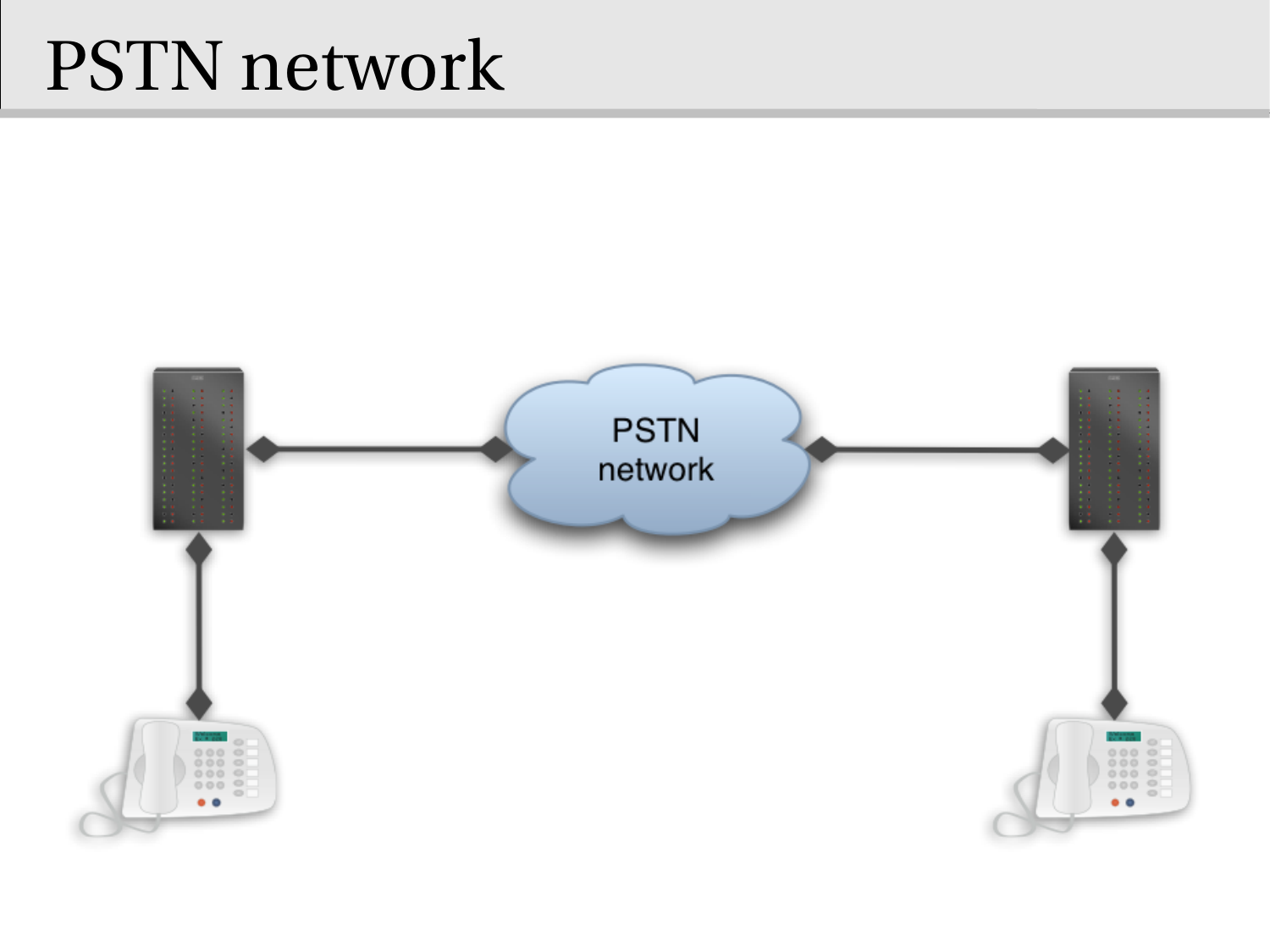# PSTN network

PSTN network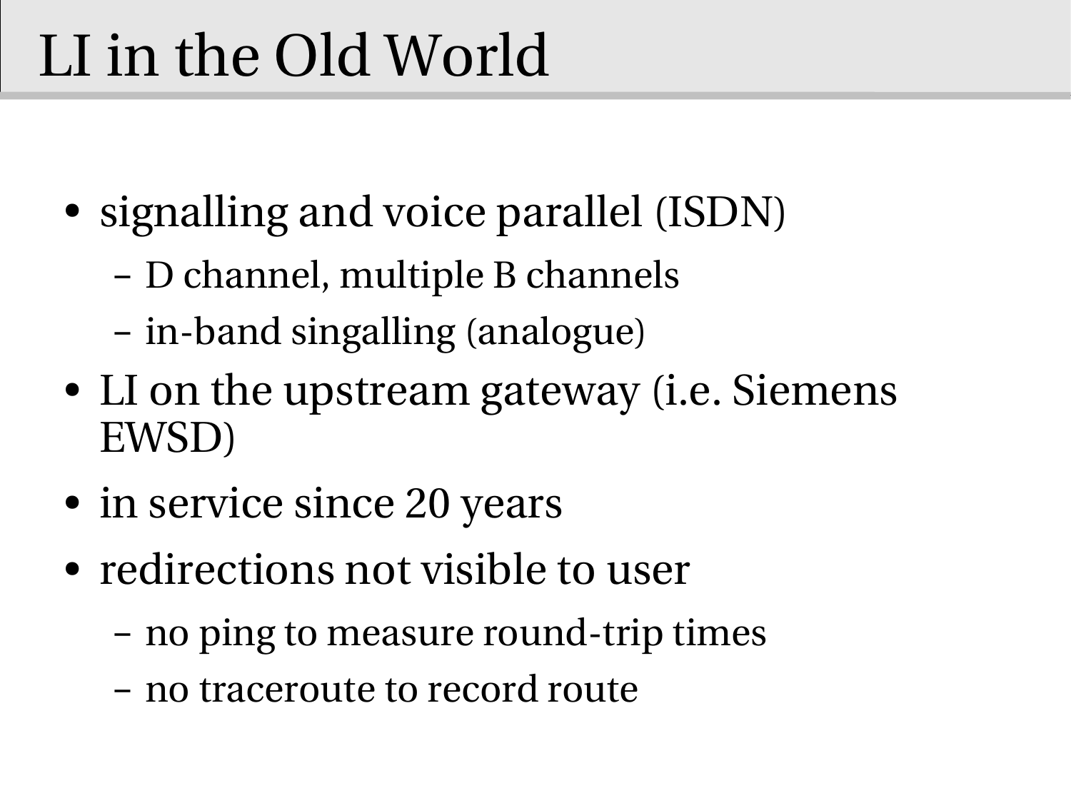# LI in the Old World

- signalling and voice parallel (ISDN)
  - D channel, multiple B channels
  - in-band singalling (analogue)
- LI on the upstream gateway (i.e. Siemens EWSD)
- in service since 20 years
- redirections not visible to user
  - no ping to measure round-trip times
  - no traceroute to record route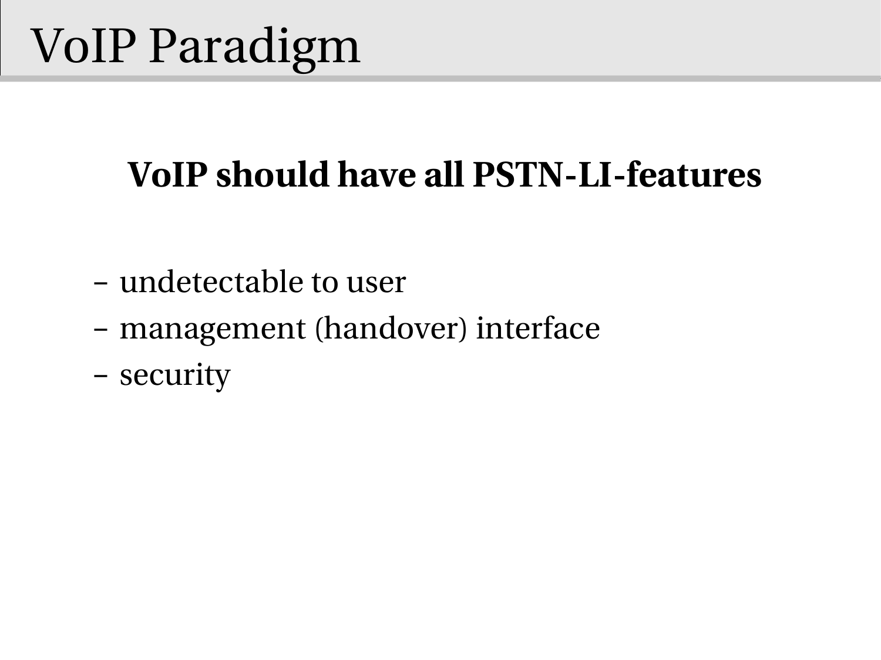# VoIP Paradigm

**VoIP should have all PSTN-LI-features**

- undetectable to user
- management (handover) interface
- security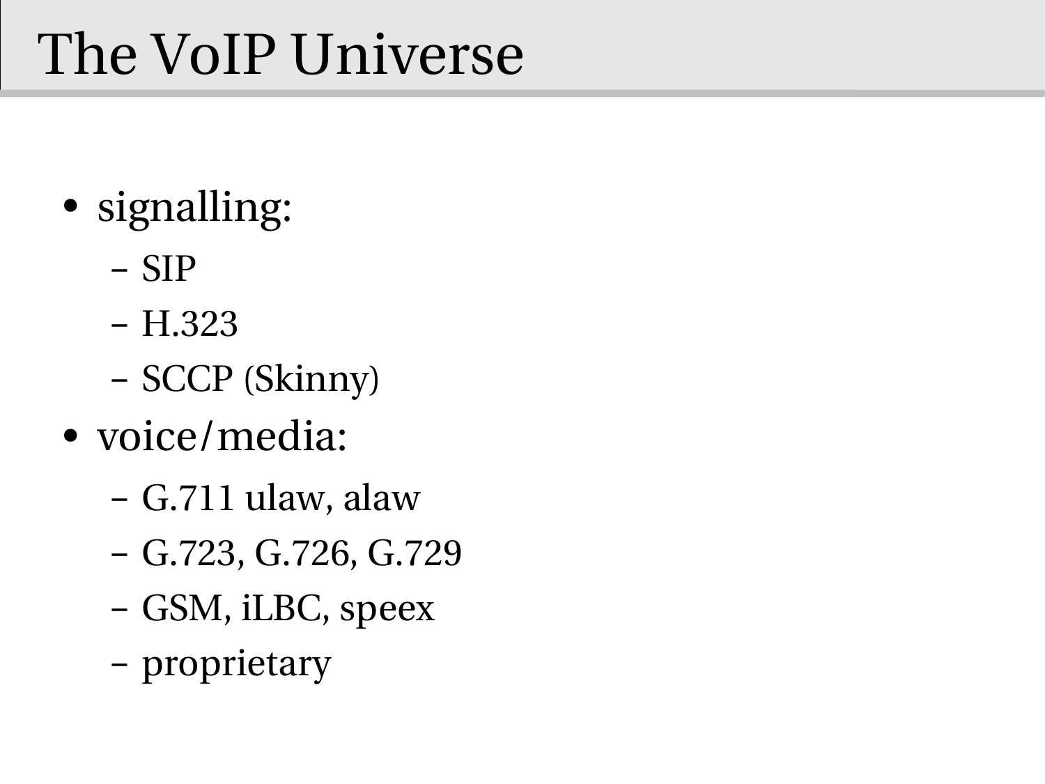# The VoIP Universe

- signalling:
  - SIP
  - H.323
  - SCCP (Skinny)
- voice/media:
  - G.711 ulaw, alaw
  - G.723, G.726, G.729
  - GSM, iLBC, speex
  - proprietary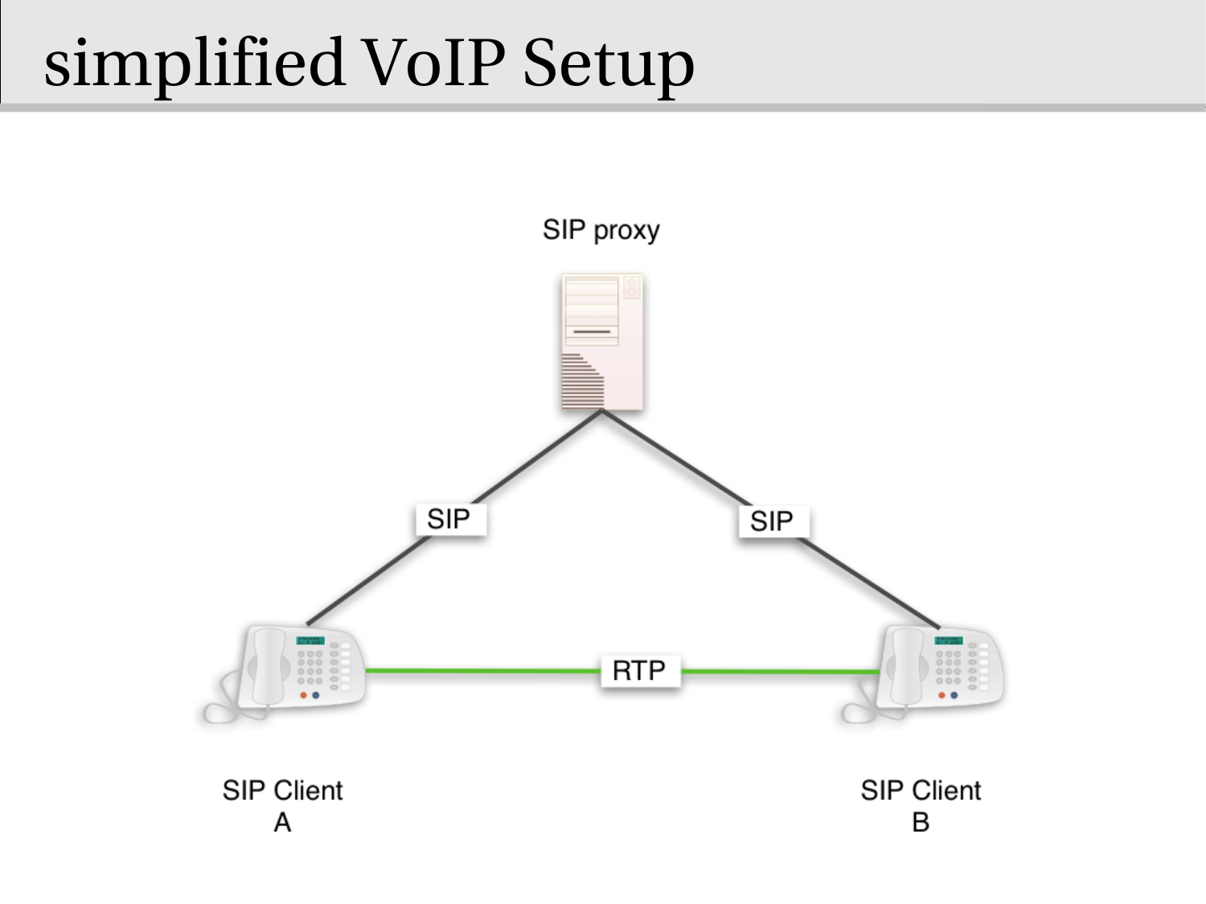# simplified VoIP Setup

SIP proxy

SIP

SIP

RTP

SIP Client
A

SIP Client
B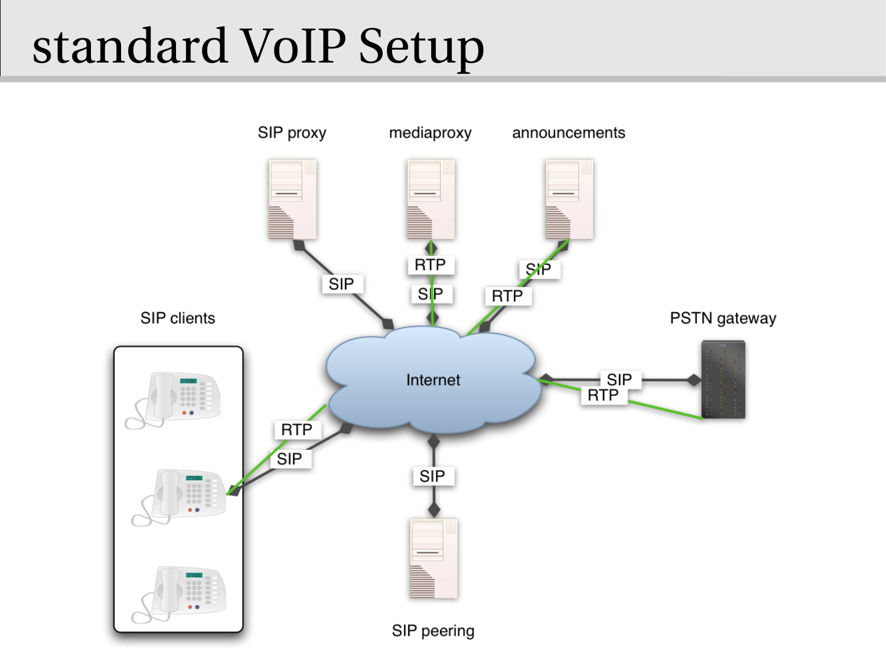# standard VoIP Setup

SIP proxy

mediaproxy

announcements

SIP clients

PSTN gateway

Internet

SIP peering

SIP

RTP

SIP

SIP

RTP

SIP

RTP

RTP

SIP

SIP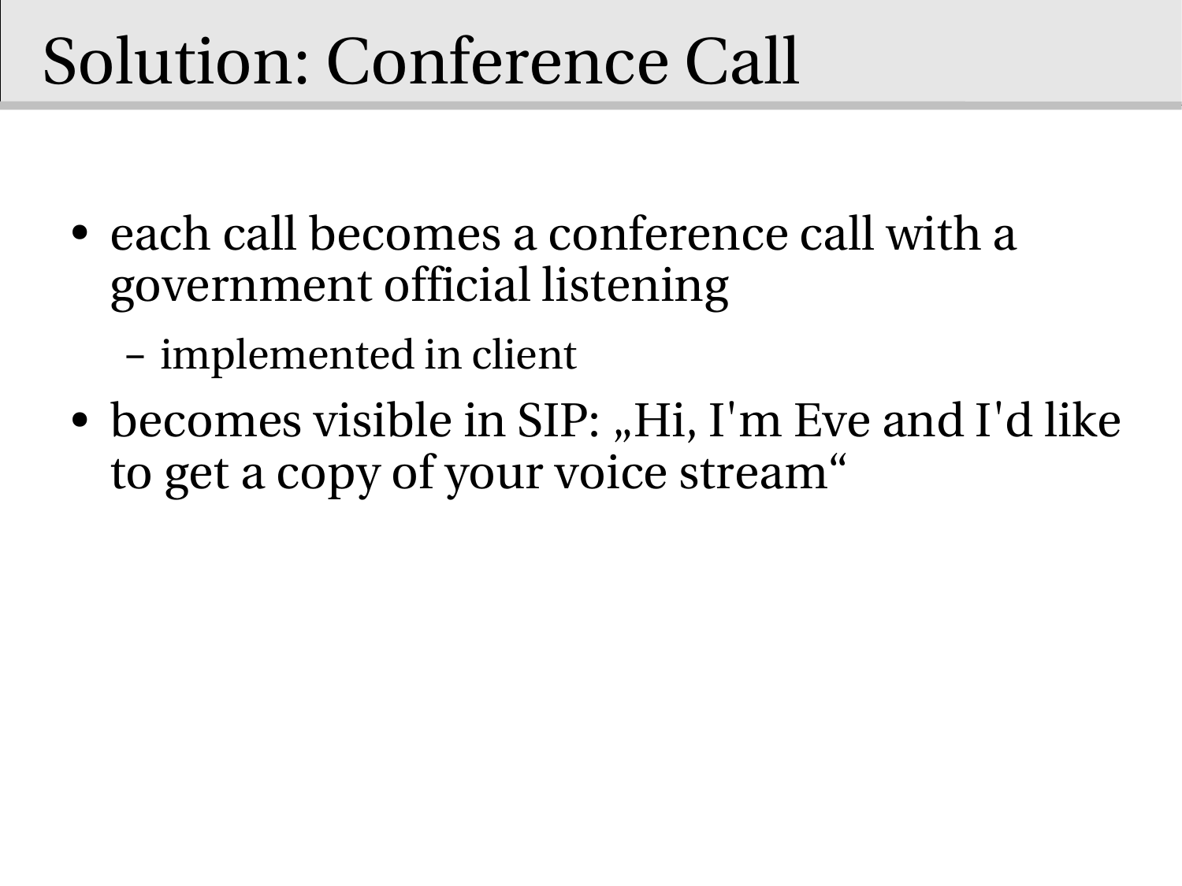# Solution: Conference Call

- each call becomes a conference call with a government official listening
  - implemented in client
- becomes visible in SIP: „Hi, I'm Eve and I'd like to get a copy of your voice stream“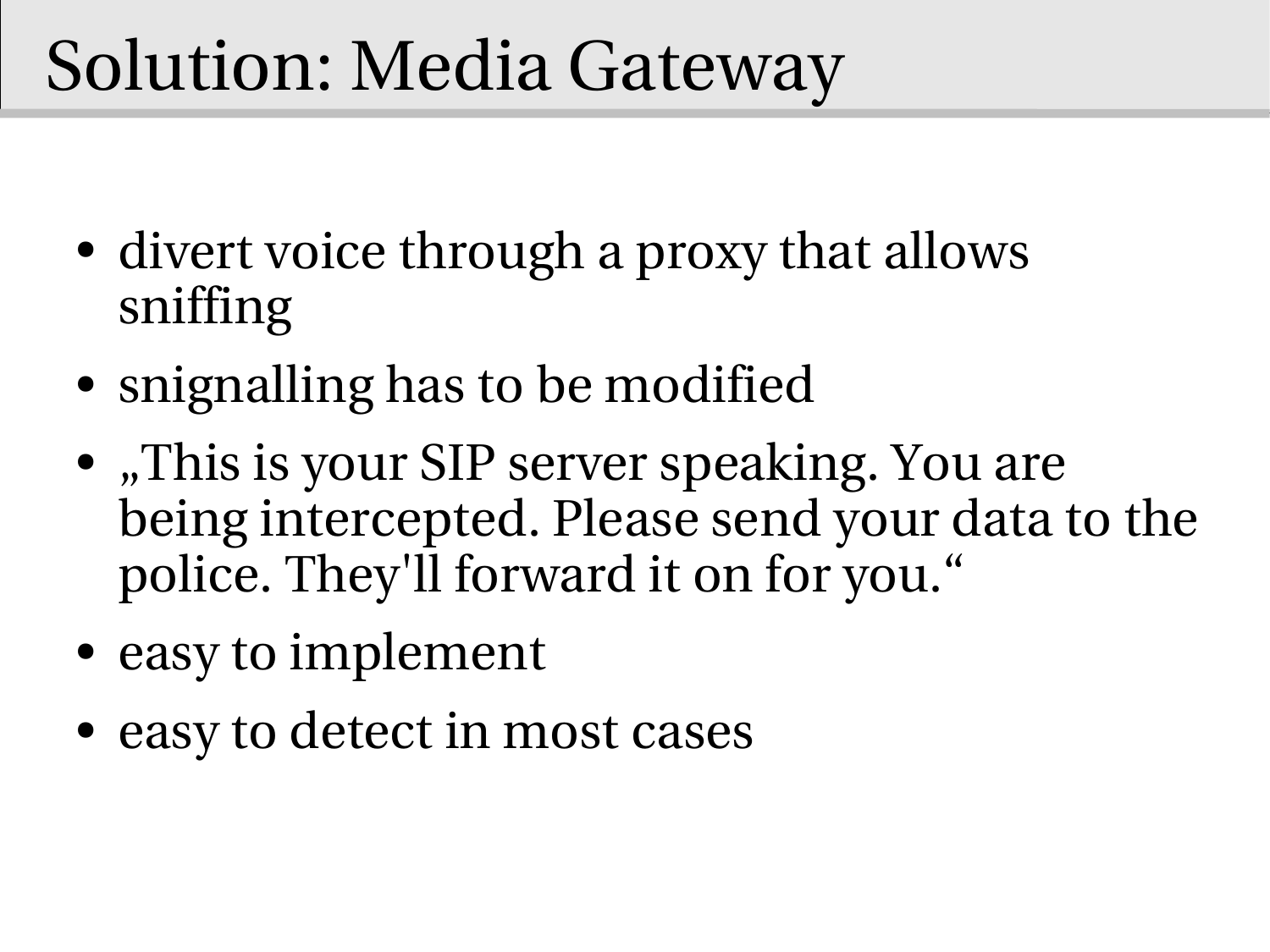# Solution: Media Gateway

- divert voice through a proxy that allows sniffing
- snignalling has to be modified
- „This is your SIP server speaking. You are being intercepted. Please send your data to the police. They'll forward it on for you.“
- easy to implement
- easy to detect in most cases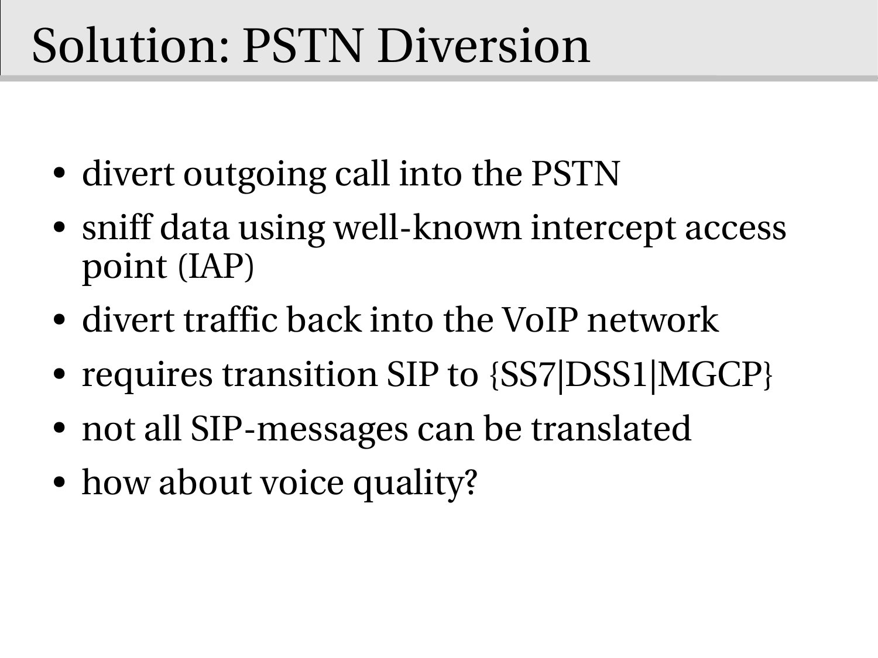# Solution: PSTN Diversion

- divert outgoing call into the PSTN
- sniff data using well-known intercept access point (IAP)
- divert traffic back into the VoIP network
- requires transition SIP to {SS7|DSS1|MGCP}
- not all SIP-messages can be translated
- how about voice quality?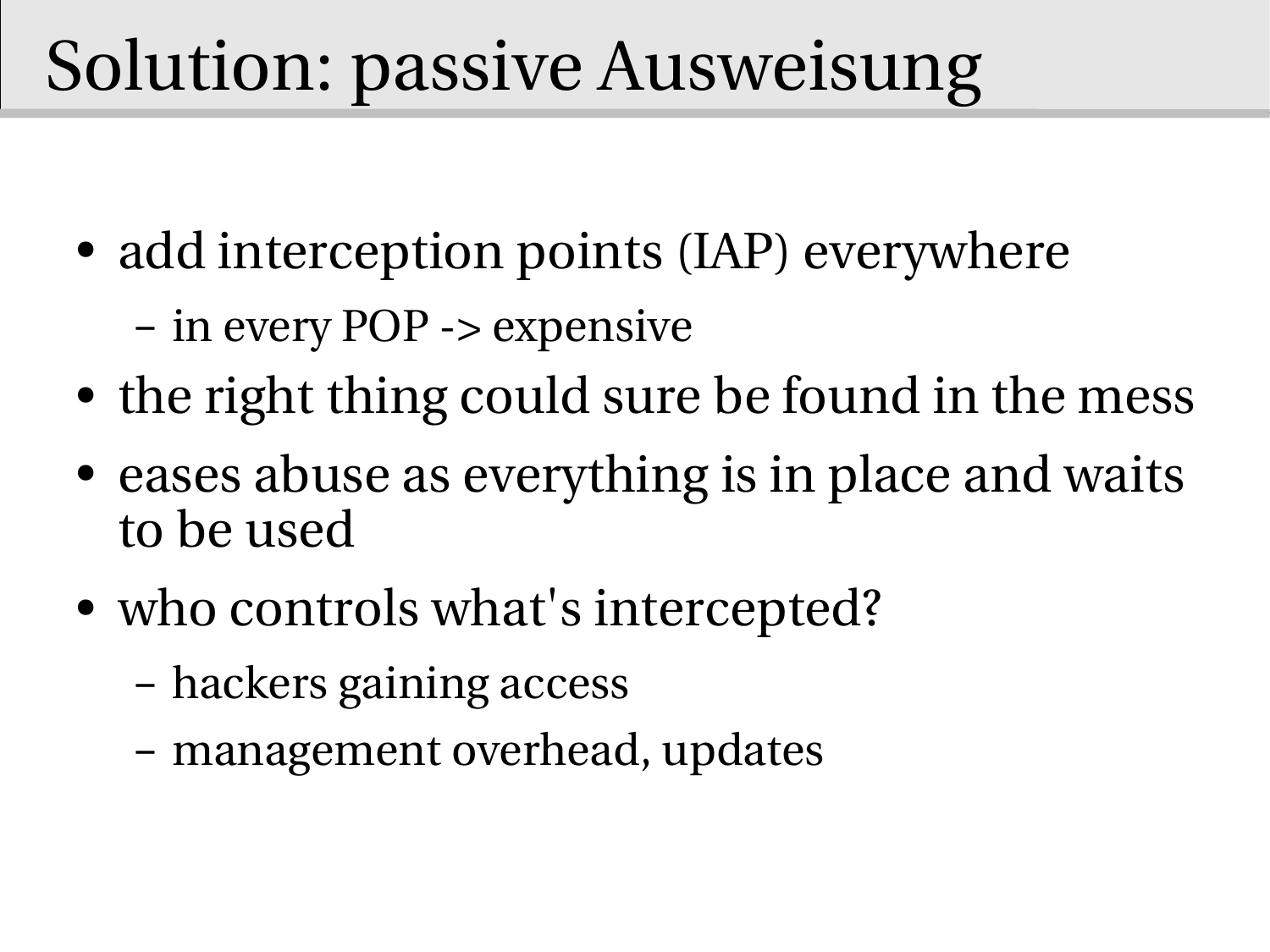# Solution: passive Ausweisung

- add interception points (IAP) everywhere
  - in every POP -> expensive
- the right thing could sure be found in the mess
- eases abuse as everything is in place and waits to be used
- who controls what's intercepted?
  - hackers gaining access
  - management overhead, updates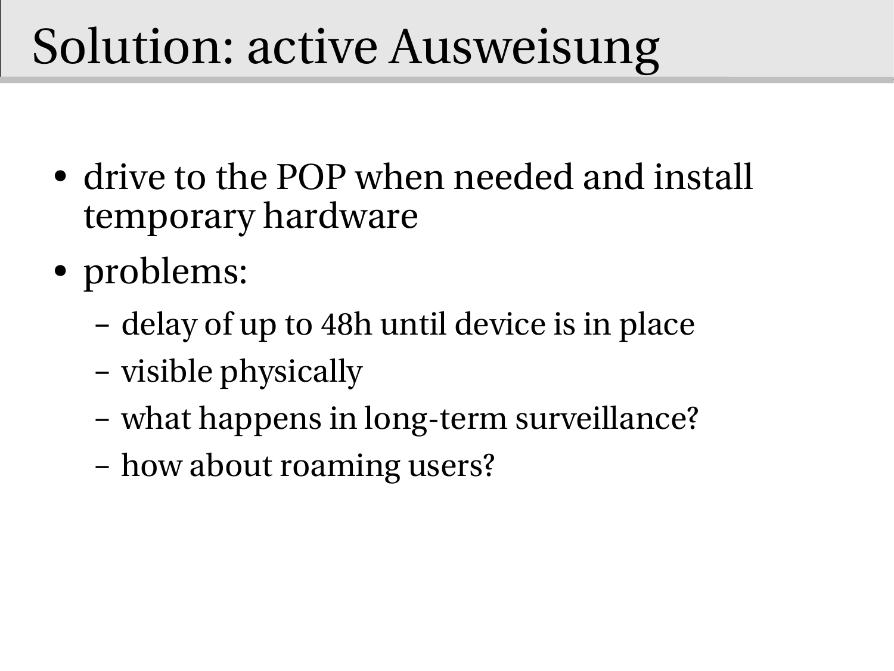# Solution: active Ausweisung

- drive to the POP when needed and install temporary hardware
- problems:
  - delay of up to 48h until device is in place
  - visible physically
  - what happens in long-term surveillance?
  - how about roaming users?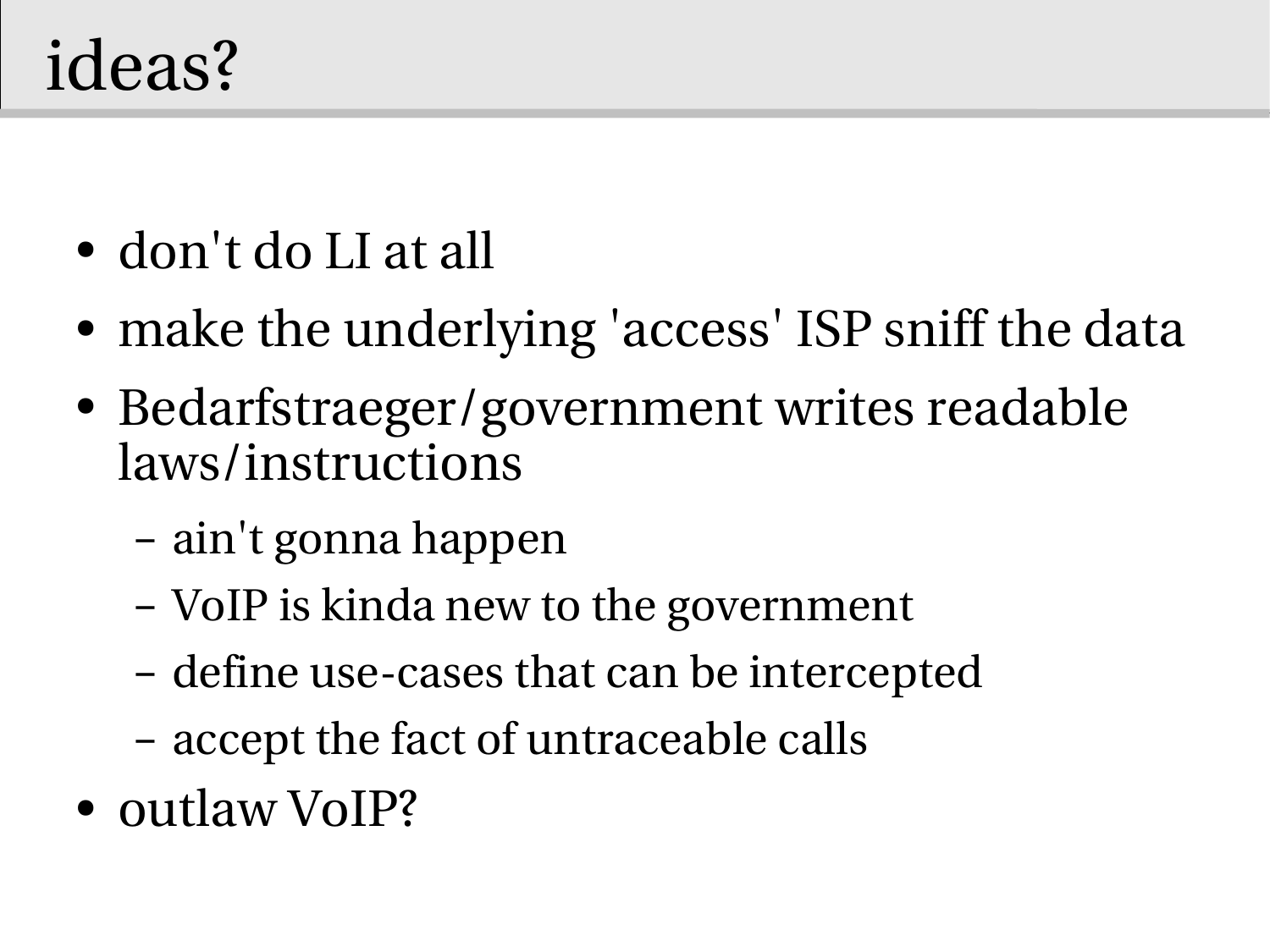# ideas?

- don't do LI at all
- make the underlying 'access' ISP sniff the data
- Bedarfstraeger/government writes readable laws/instructions
  - ain't gonna happen
  - VoIP is kinda new to the government
  - define use-cases that can be intercepted
  - accept the fact of untraceable calls
- outlaw VoIP?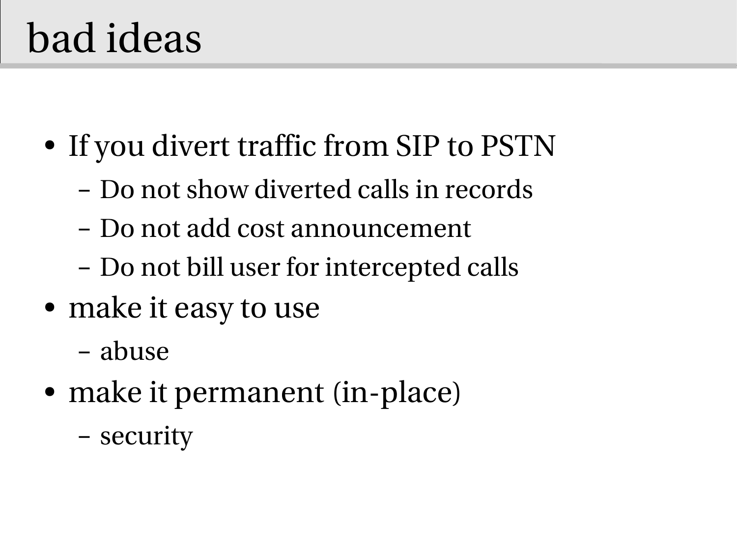# bad ideas

- If you divert traffic from SIP to PSTN
  - Do not show diverted calls in records
  - Do not add cost announcement
  - Do not bill user for intercepted calls
- make it easy to use
  - abuse
- make it permanent (in-place)
  - security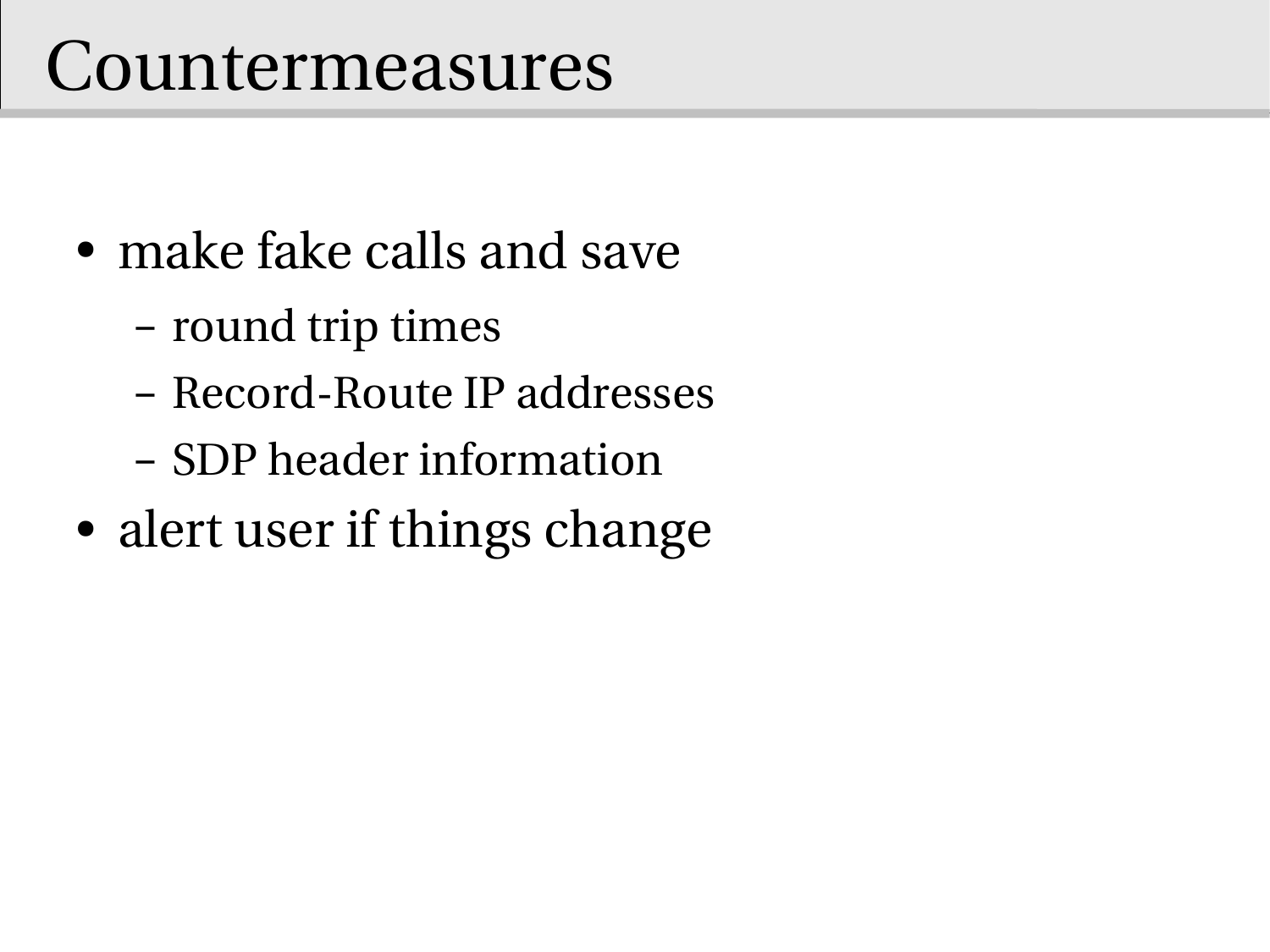# Countermeasures

- make fake calls and save
  - round trip times
  - Record-Route IP addresses
  - SDP header information
- alert user if things change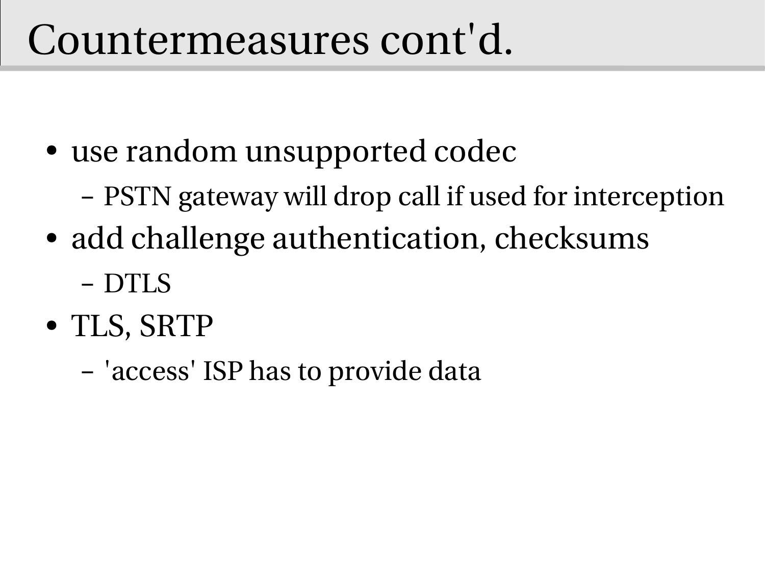# Countermeasures cont'd.

- use random unsupported codec
  - PSTN gateway will drop call if used for interception
- add challenge authentication, checksums
  - DTLS
- TLS, SRTP
  - 'access' ISP has to provide data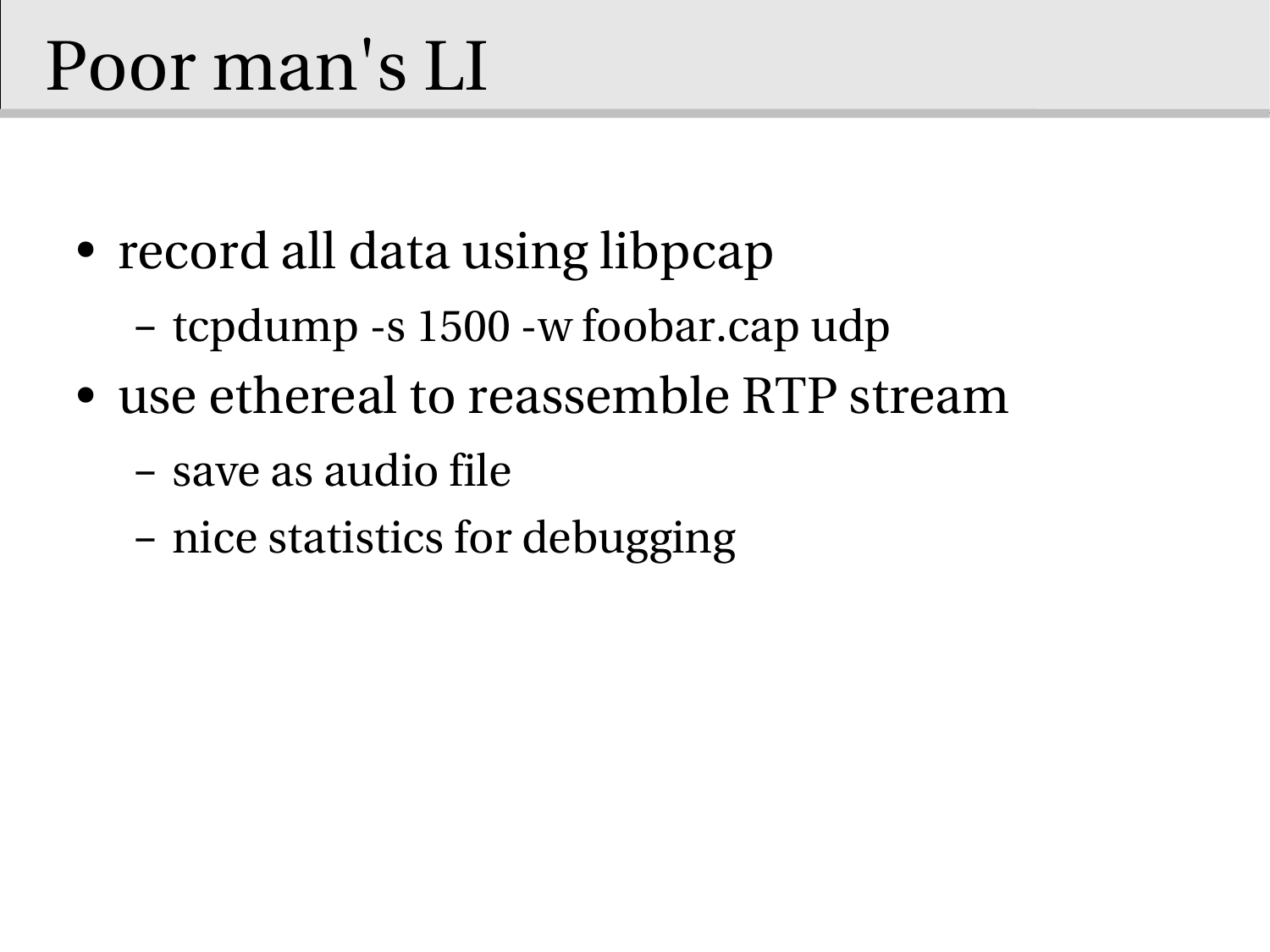# Poor man's LI

- record all data using libpcap
  - tcpdump -s 1500 -w foobar.cap udp
- use ethereal to reassemble RTP stream
  - save as audio file
  - nice statistics for debugging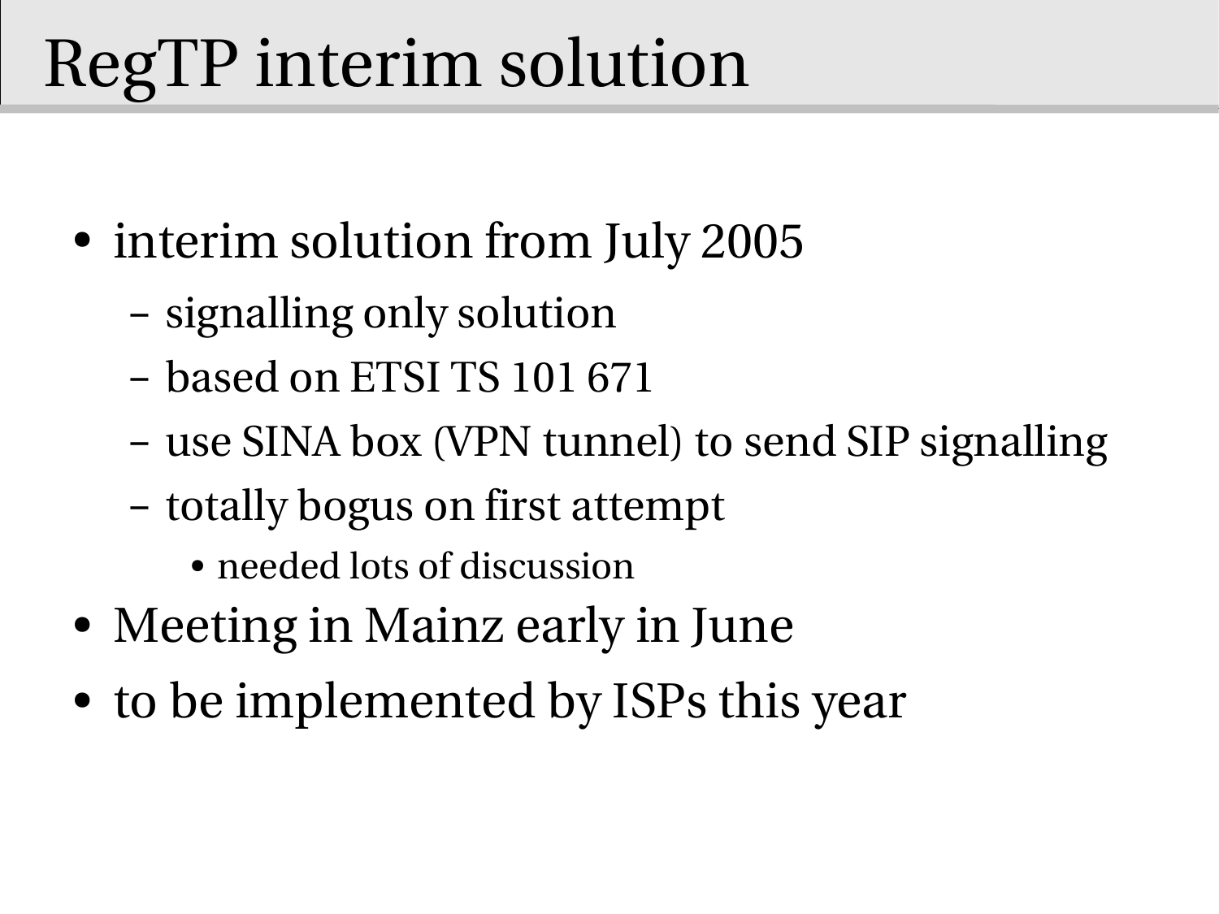# RegTP interim solution

- interim solution from July 2005
  - signalling only solution
  - based on ETSI TS 101 671
  - use SINA box (VPN tunnel) to send SIP signalling
  - totally bogus on first attempt
    - needed lots of discussion
- Meeting in Mainz early in June
- to be implemented by ISPs this year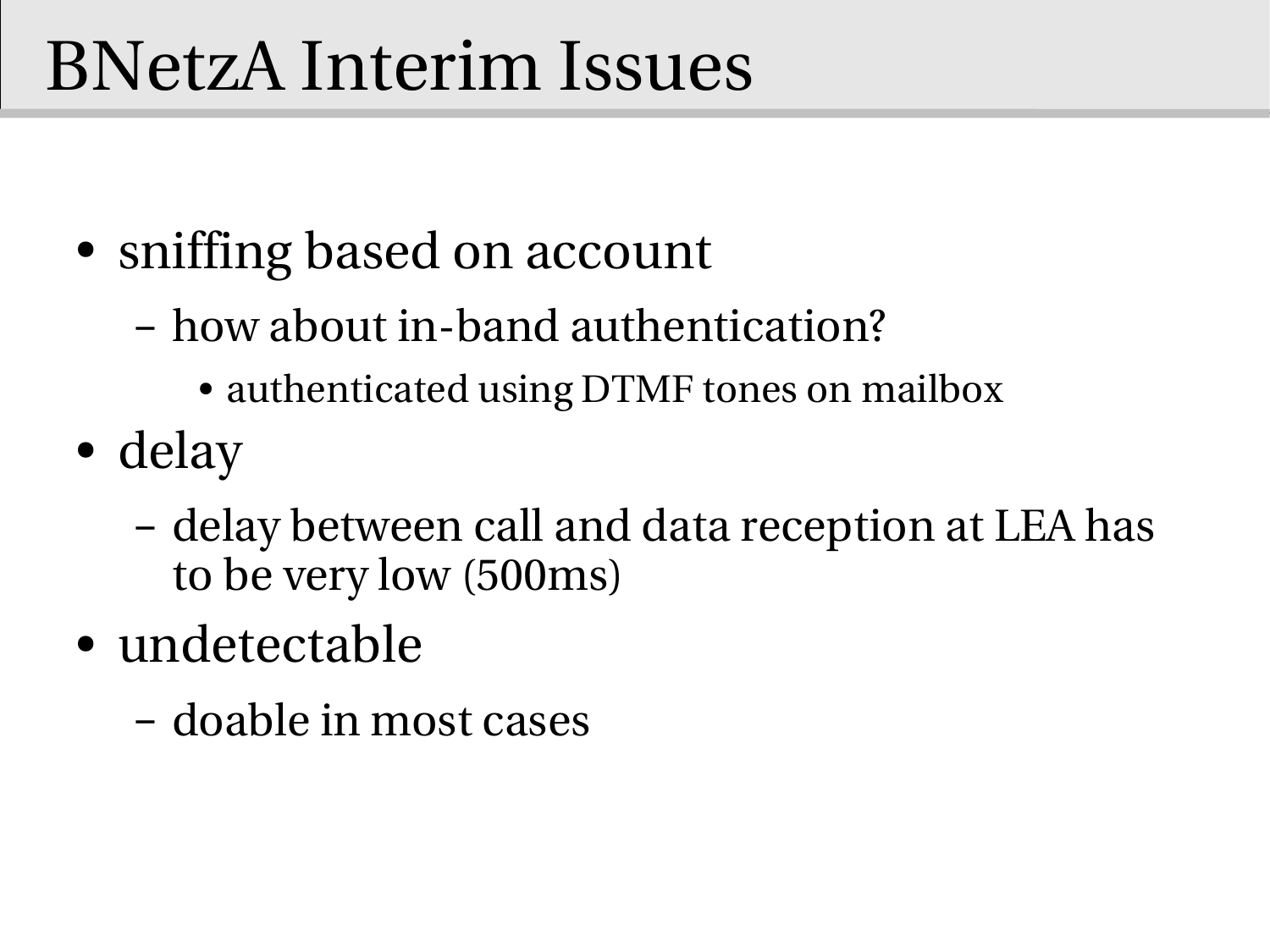# BNetzA Interim Issues

- sniffing based on account
  - how about in-band authentication?
    - authenticated using DTMF tones on mailbox
- delay
  - delay between call and data reception at LEA has to be very low (500ms)
- undetectable
  - doable in most cases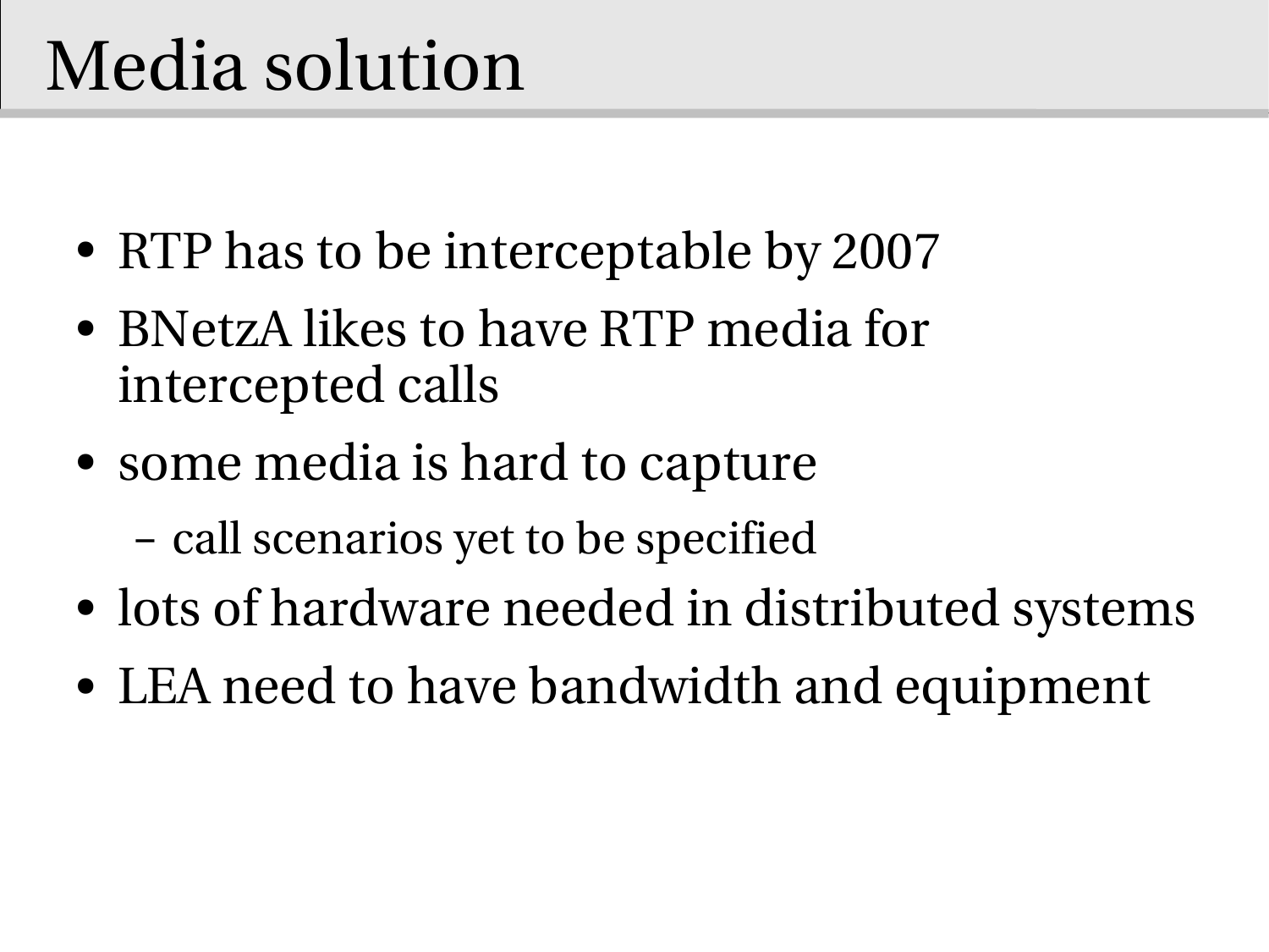# Media solution

- RTP has to be interceptable by 2007
- BNetzA likes to have RTP media for intercepted calls
- some media is hard to capture
  - call scenarios yet to be specified
- lots of hardware needed in distributed systems
- LEA need to have bandwidth and equipment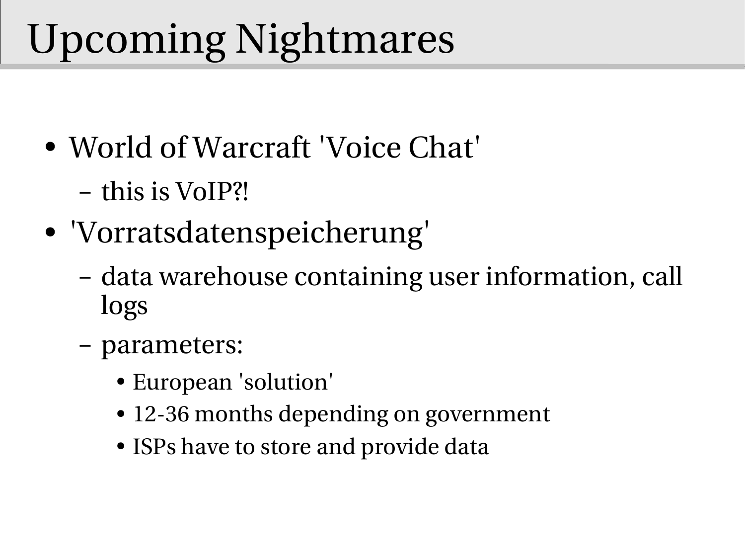# Upcoming Nightmares

- World of Warcraft 'Voice Chat'
  - this is VoIP?!
- 'Vorratsdatenspeicherung'
  - data warehouse containing user information, call logs
  - parameters:
    - European 'solution'
    - 12-36 months depending on government
    - ISPs have to store and provide data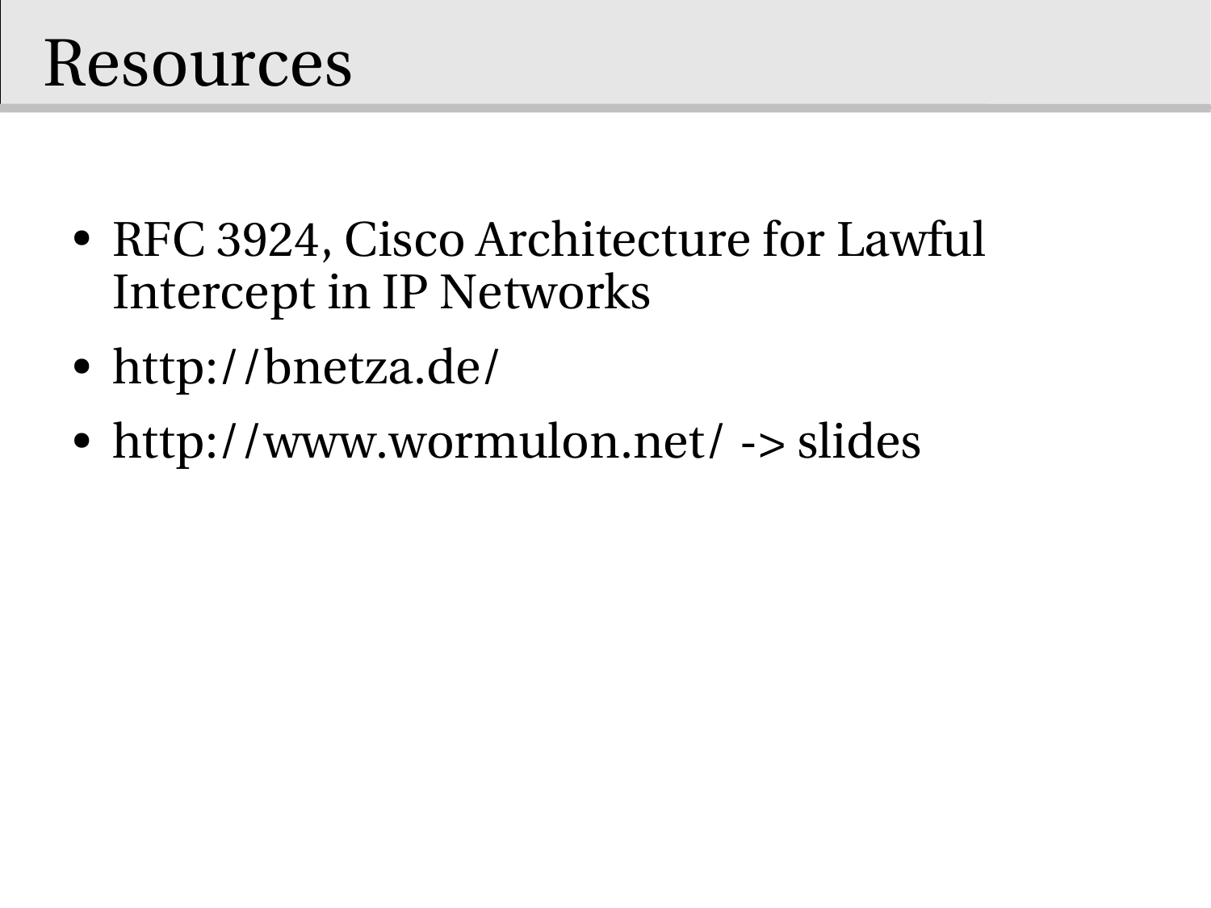# Resources

- RFC 3924, Cisco Architecture for Lawful Intercept in IP Networks
- http://bnetza.de/
- http://www.wormulon.net/ -> slides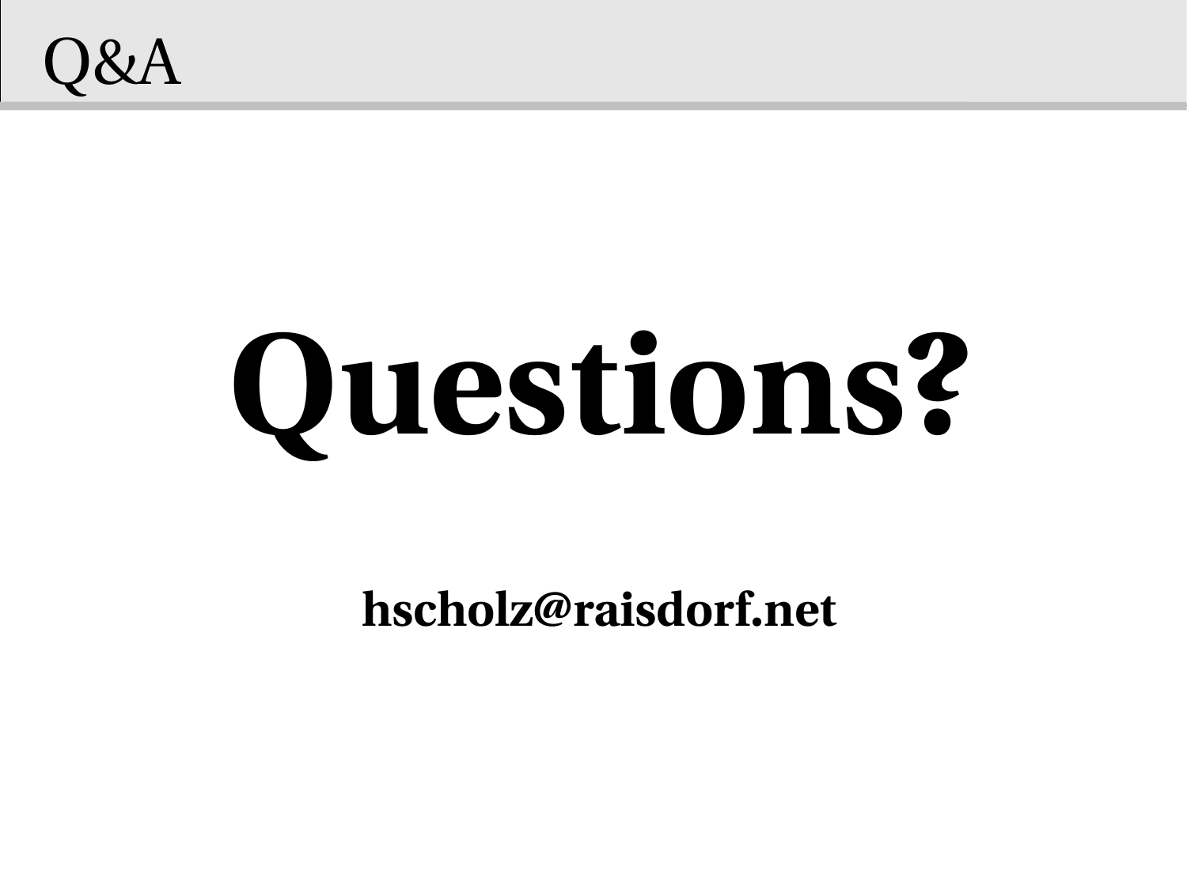# Q&A

**Questions?**

**hscholz@raisdorf.net**